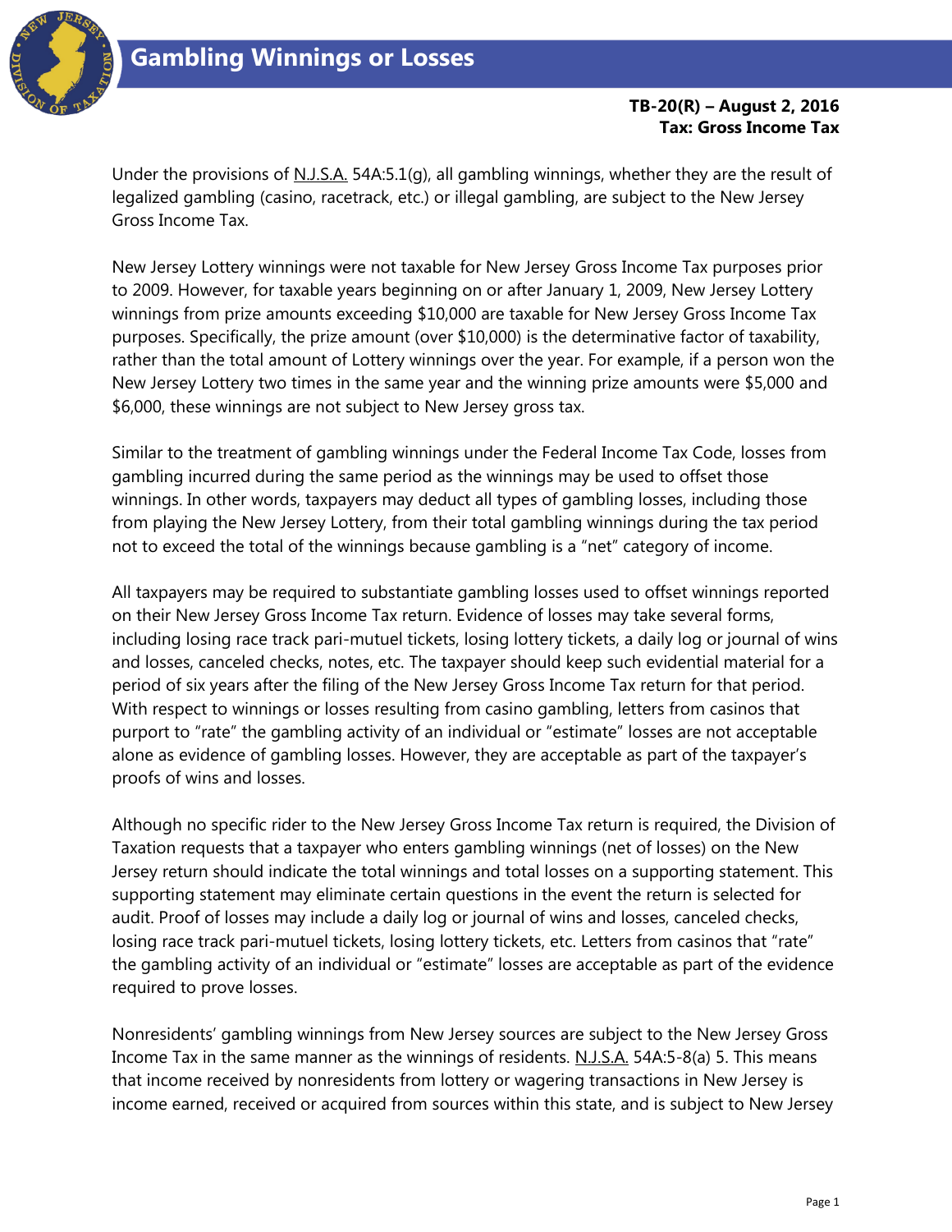# Gambling Winnings or Losses

**TB-20(R) – August 2, 2016**
**Tax: Gross Income Tax**

Under the provisions of N.J.S.A. 54A:5.1(g), all gambling winnings, whether they are the result of legalized gambling (casino, racetrack, etc.) or illegal gambling, are subject to the New Jersey Gross Income Tax.

New Jersey Lottery winnings were not taxable for New Jersey Gross Income Tax purposes prior to 2009. However, for taxable years beginning on or after January 1, 2009, New Jersey Lottery winnings from prize amounts exceeding $10,000 are taxable for New Jersey Gross Income Tax purposes. Specifically, the prize amount (over $10,000) is the determinative factor of taxability, rather than the total amount of Lottery winnings over the year. For example, if a person won the New Jersey Lottery two times in the same year and the winning prize amounts were $5,000 and $6,000, these winnings are not subject to New Jersey gross tax.

Similar to the treatment of gambling winnings under the Federal Income Tax Code, losses from gambling incurred during the same period as the winnings may be used to offset those winnings. In other words, taxpayers may deduct all types of gambling losses, including those from playing the New Jersey Lottery, from their total gambling winnings during the tax period not to exceed the total of the winnings because gambling is a "net" category of income.

All taxpayers may be required to substantiate gambling losses used to offset winnings reported on their New Jersey Gross Income Tax return. Evidence of losses may take several forms, including losing race track pari-mutuel tickets, losing lottery tickets, a daily log or journal of wins and losses, canceled checks, notes, etc. The taxpayer should keep such evidential material for a period of six years after the filing of the New Jersey Gross Income Tax return for that period. With respect to winnings or losses resulting from casino gambling, letters from casinos that purport to "rate" the gambling activity of an individual or "estimate" losses are not acceptable alone as evidence of gambling losses. However, they are acceptable as part of the taxpayer's proofs of wins and losses.

Although no specific rider to the New Jersey Gross Income Tax return is required, the Division of Taxation requests that a taxpayer who enters gambling winnings (net of losses) on the New Jersey return should indicate the total winnings and total losses on a supporting statement. This supporting statement may eliminate certain questions in the event the return is selected for audit. Proof of losses may include a daily log or journal of wins and losses, canceled checks, losing race track pari-mutuel tickets, losing lottery tickets, etc. Letters from casinos that "rate" the gambling activity of an individual or "estimate" losses are acceptable as part of the evidence required to prove losses.

Nonresidents' gambling winnings from New Jersey sources are subject to the New Jersey Gross Income Tax in the same manner as the winnings of residents. N.J.S.A. 54A:5-8(a) 5. This means that income received by nonresidents from lottery or wagering transactions in New Jersey is income earned, received or acquired from sources within this state, and is subject to New Jersey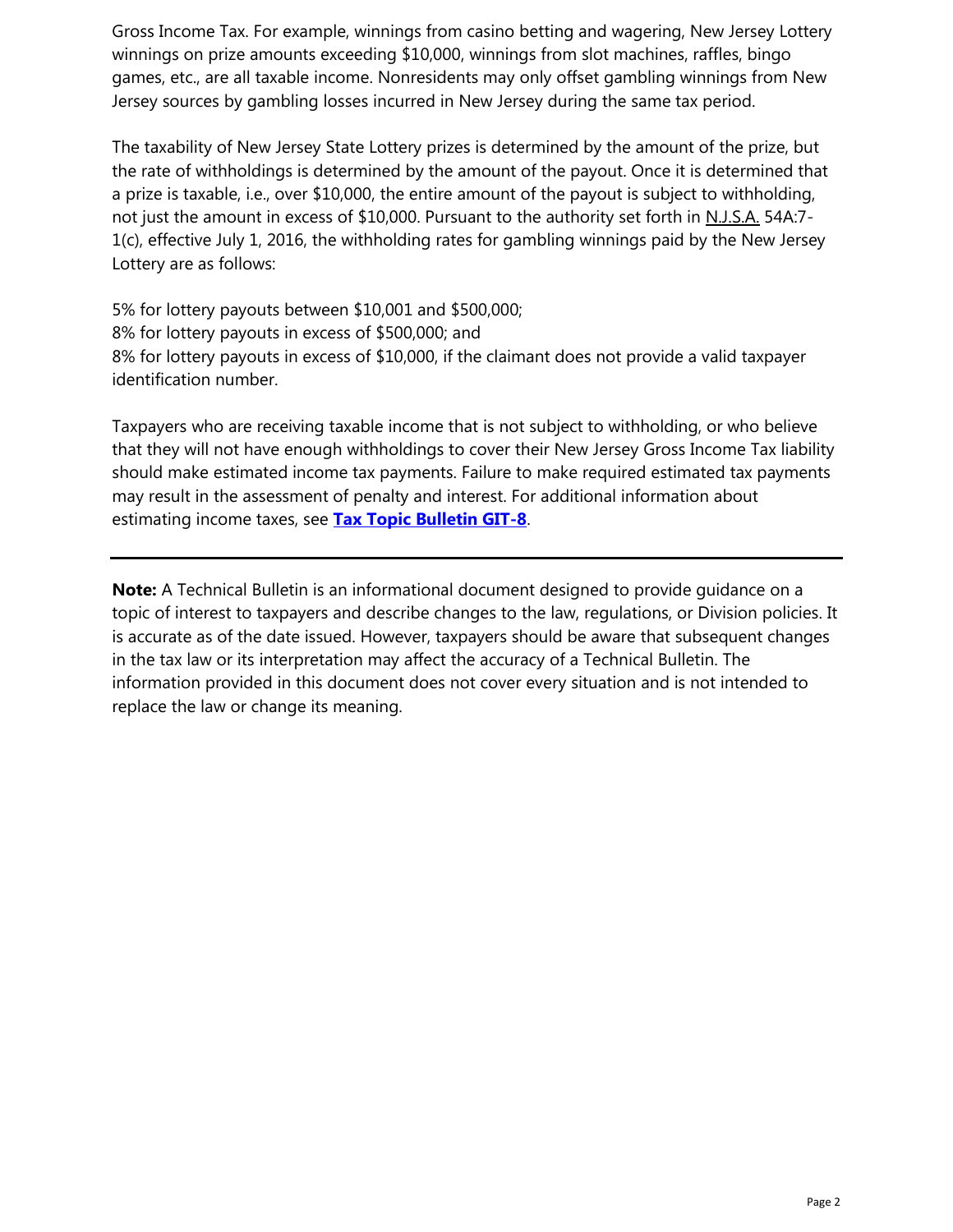Gross Income Tax. For example, winnings from casino betting and wagering, New Jersey Lottery winnings on prize amounts exceeding $10,000, winnings from slot machines, raffles, bingo games, etc., are all taxable income. Nonresidents may only offset gambling winnings from New Jersey sources by gambling losses incurred in New Jersey during the same tax period.

The taxability of New Jersey State Lottery prizes is determined by the amount of the prize, but the rate of withholdings is determined by the amount of the payout. Once it is determined that a prize is taxable, i.e., over $10,000, the entire amount of the payout is subject to withholding, not just the amount in excess of $10,000. Pursuant to the authority set forth in N.J.S.A. 54A:7-1(c), effective July 1, 2016, the withholding rates for gambling winnings paid by the New Jersey Lottery are as follows:

5% for lottery payouts between $10,001 and $500,000;
8% for lottery payouts in excess of $500,000; and
8% for lottery payouts in excess of $10,000, if the claimant does not provide a valid taxpayer identification number.

Taxpayers who are receiving taxable income that is not subject to withholding, or who believe that they will not have enough withholdings to cover their New Jersey Gross Income Tax liability should make estimated income tax payments. Failure to make required estimated tax payments may result in the assessment of penalty and interest. For additional information about estimating income taxes, see **Tax Topic Bulletin GIT-8**.

---

**Note:** A Technical Bulletin is an informational document designed to provide guidance on a topic of interest to taxpayers and describe changes to the law, regulations, or Division policies. It is accurate as of the date issued. However, taxpayers should be aware that subsequent changes in the tax law or its interpretation may affect the accuracy of a Technical Bulletin. The information provided in this document does not cover every situation and is not intended to replace the law or change its meaning.